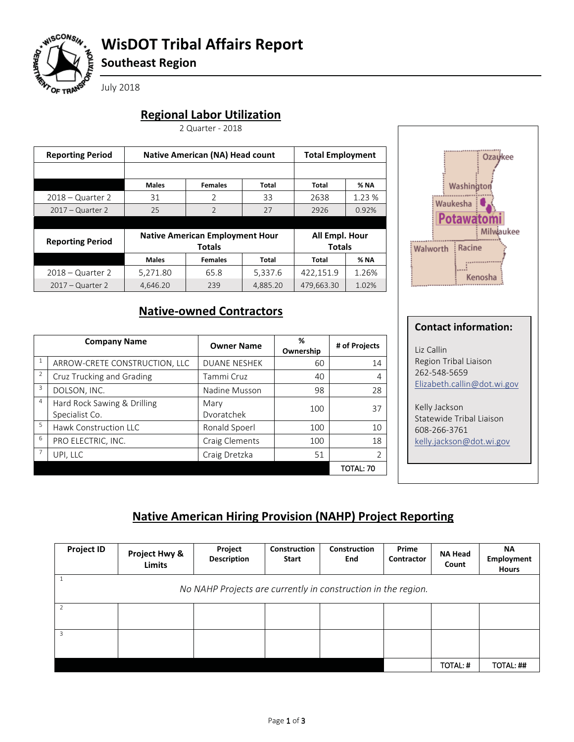# WisDOT Tribal Affairs Report

## Southeast Region

July 2018

## Regional Labor Utilization

2 Quarter - 2018

| Reporting Period | Native American (NA) Head count | | | Total Employment | |
|---|---|---|---|---|---|
| | Males | Females | Total | Total | % NA |
| 2018 – Quarter 2 | 31 | 2 | 33 | 2638 | 1.23 % |
| 2017 – Quarter 2 | 25 | 2 | 27 | 2926 | 0.92% |

| Reporting Period | Native American Employment Hour Totals | | | All Empl. Hour Totals | |
|---|---|---|---|---|---|
| | Males | Females | Total | Total | % NA |
| 2018 – Quarter 2 | 5,271.80 | 65.8 | 5,337.6 | 422,151.9 | 1.26% |
| 2017 – Quarter 2 | 4,646.20 | 239 | 4,885.20 | 479,663.30 | 1.02% |

Ozaukee, Washington, Waukesha, Potawatomi, Milwaukee, Walworth, Racine, Kenosha

**Contact information:**

Liz Callin
Region Tribal Liaison
262-548-5659
Elizabeth.callin@dot.wi.gov

Kelly Jackson
Statewide Tribal Liaison
608-266-3761
kelly.jackson@dot.wi.gov

## Native-owned Contractors

| | Company Name | Owner Name | % Ownership | # of Projects |
|---|---|---|---|---|
| 1 | ARROW-CRETE CONSTRUCTION, LLC | DUANE NESHEK | 60 | 14 |
| 2 | Cruz Trucking and Grading | Tammi Cruz | 40 | 4 |
| 3 | DOLSON, INC. | Nadine Musson | 98 | 28 |
| 4 | Hard Rock Sawing & Drilling Specialist Co. | Mary Dvoratchek | 100 | 37 |
| 5 | Hawk Construction LLC | Ronald Spoerl | 100 | 10 |
| 6 | PRO ELECTRIC, INC. | Craig Clements | 100 | 18 |
| 7 | UPI, LLC | Craig Dretzka | 51 | 2 |
| | | | | TOTAL: 70 |

## Native American Hiring Provision (NAHP) Project Reporting

| Project ID | Project Hwy & Limits | Project Description | Construction Start | Construction End | Prime Contractor | NA Head Count | NA Employment Hours |
|---|---|---|---|---|---|---|---|
| 1 | *No NAHP Projects are currently in construction in the region.* | | | | | | |
| 2 | | | | | | | |
| 3 | | | | | | | |
| | | | | | | TOTAL: # | TOTAL: ## |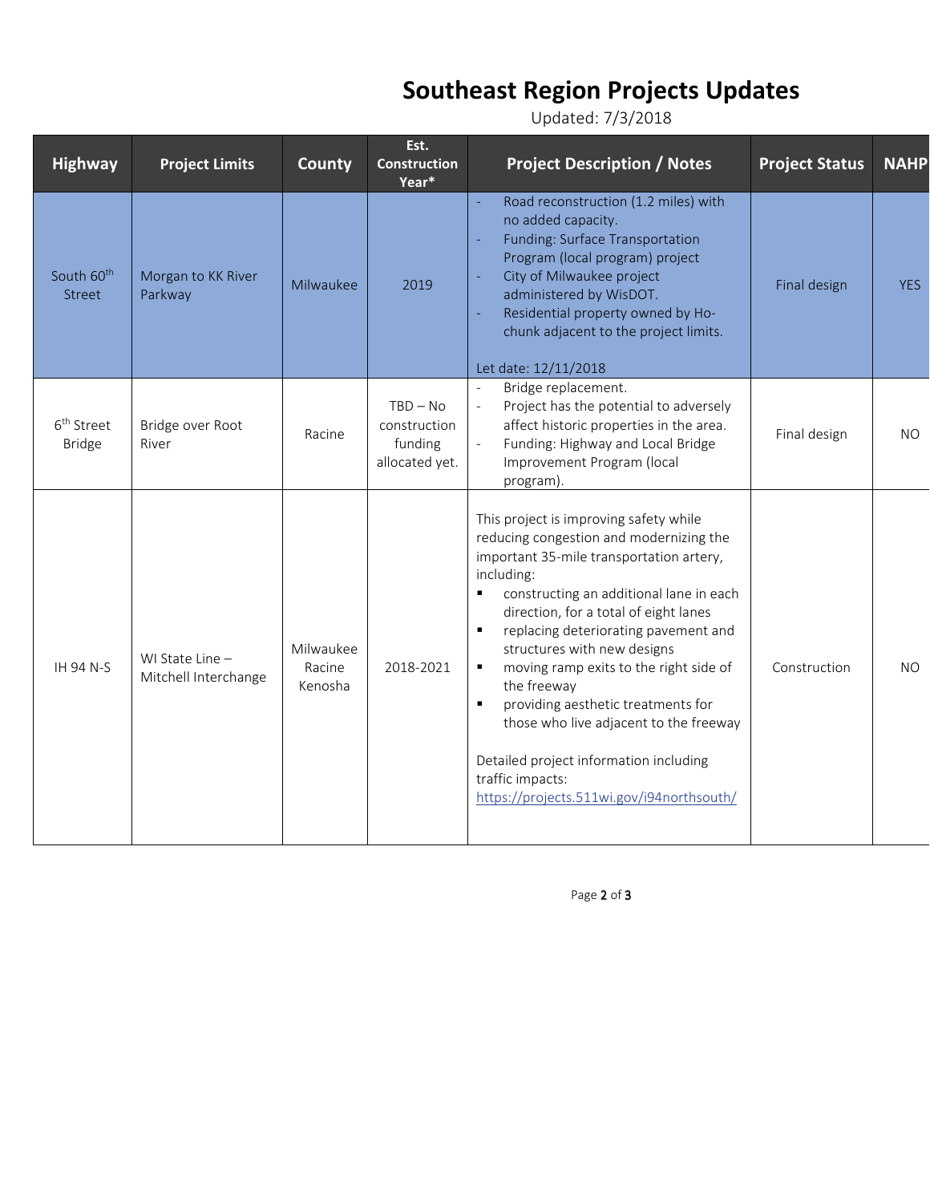# Southeast Region Projects Updates

Updated: 7/3/2018

| Highway | Project Limits | County | Est. Construction Year* | Project Description / Notes | Project Status | NAHP |
|---|---|---|---|---|---|---|
| South 60th Street | Morgan to KK River Parkway | Milwaukee | 2019 | - Road reconstruction (1.2 miles) with no added capacity.<br>- Funding: Surface Transportation Program (local program) project<br>- City of Milwaukee project administered by WisDOT.<br>- Residential property owned by Ho-chunk adjacent to the project limits.<br><br>Let date: 12/11/2018 | Final design | YES |
| 6th Street Bridge | Bridge over Root River | Racine | TBD – No construction funding allocated yet. | - Bridge replacement.<br>- Project has the potential to adversely affect historic properties in the area.<br>- Funding: Highway and Local Bridge Improvement Program (local program). | Final design | NO |
| IH 94 N-S | WI State Line – Mitchell Interchange | Milwaukee Racine Kenosha | 2018-2021 | This project is improving safety while reducing congestion and modernizing the important 35-mile transportation artery, including:<br>▪ constructing an additional lane in each direction, for a total of eight lanes<br>▪ replacing deteriorating pavement and structures with new designs<br>▪ moving ramp exits to the right side of the freeway<br>▪ providing aesthetic treatments for those who live adjacent to the freeway<br><br>Detailed project information including traffic impacts: https://projects.511wi.gov/i94northsouth/ | Construction | NO |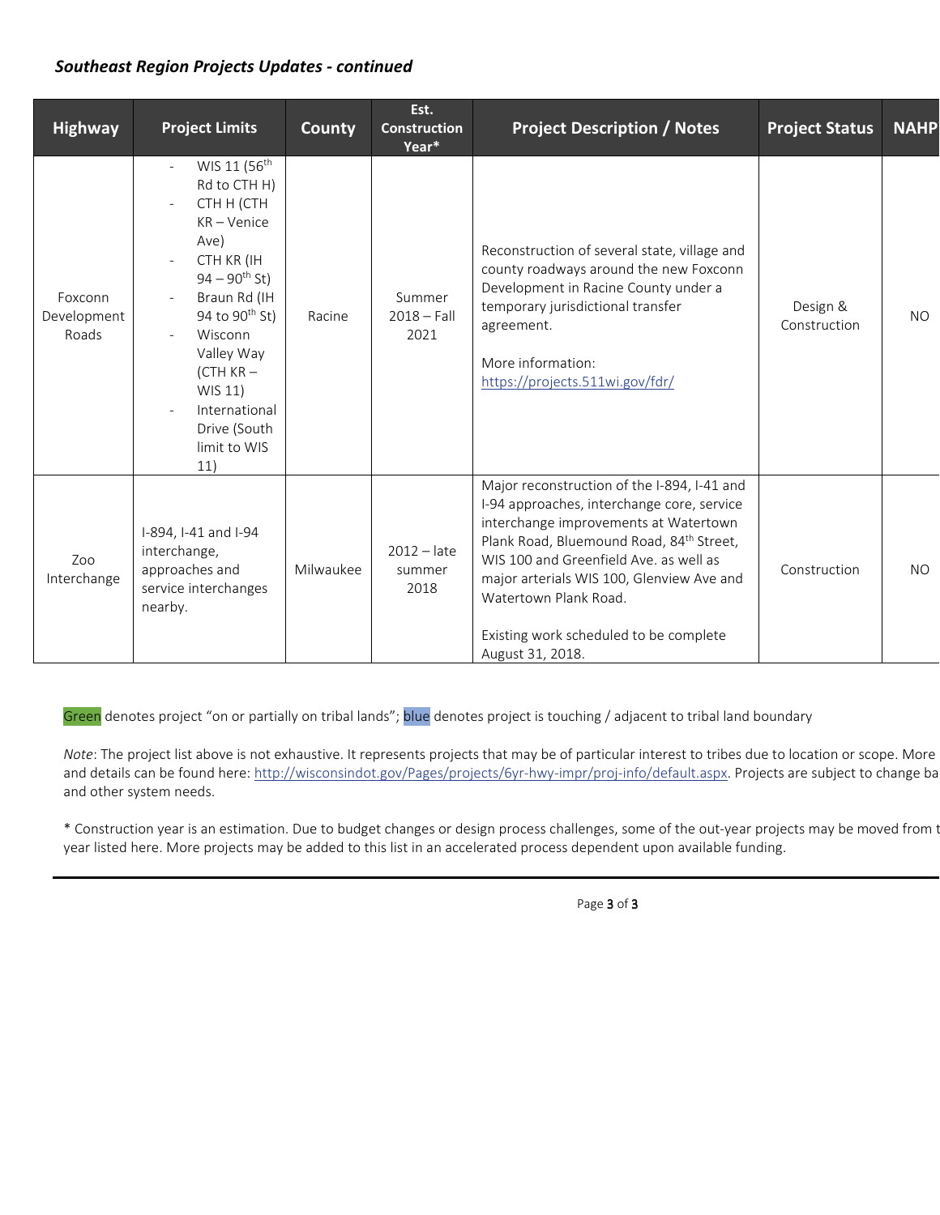***Southeast Region Projects Updates - continued***

| Highway | Project Limits | County | Est. Construction Year* | Project Description / Notes | Project Status | NAHP |
|---|---|---|---|---|---|---|
| Foxconn Development Roads | - WIS 11 (56th Rd to CTH H)<br>- CTH H (CTH KR – Venice Ave)<br>- CTH KR (IH 94 – 90th St)<br>- Braun Rd (IH 94 to 90th St)<br>- Wisconn Valley Way (CTH KR – WIS 11)<br>- International Drive (South limit to WIS 11) | Racine | Summer 2018 – Fall 2021 | Reconstruction of several state, village and county roadways around the new Foxconn Development in Racine County under a temporary jurisdictional transfer agreement.<br><br>More information: https://projects.511wi.gov/fdr/ | Design & Construction | NO |
| Zoo Interchange | I-894, I-41 and I-94 interchange, approaches and service interchanges nearby. | Milwaukee | 2012 – late summer 2018 | Major reconstruction of the I-894, I-41 and I-94 approaches, interchange core, service interchange improvements at Watertown Plank Road, Bluemound Road, 84th Street, WIS 100 and Greenfield Ave. as well as major arterials WIS 100, Glenview Ave and Watertown Plank Road.<br><br>Existing work scheduled to be complete August 31, 2018. | Construction | NO |

Green denotes project "on or partially on tribal lands"; blue denotes project is touching / adjacent to tribal land boundary

*Note*: The project list above is not exhaustive. It represents projects that may be of particular interest to tribes due to location or scope. More and details can be found here: http://wisconsindot.gov/Pages/projects/6yr-hwy-impr/proj-info/default.aspx. Projects are subject to change ba and other system needs.

* Construction year is an estimation. Due to budget changes or design process challenges, some of the out-year projects may be moved from t year listed here. More projects may be added to this list in an accelerated process dependent upon available funding.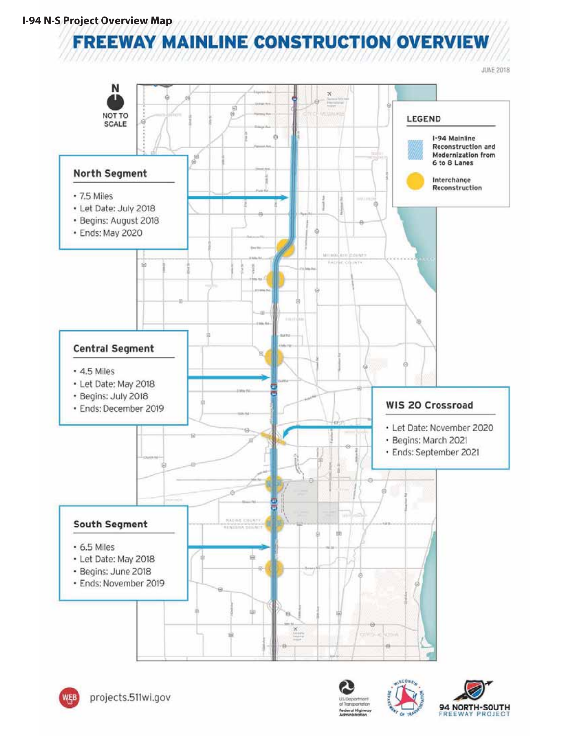**I-94 N-S Project Overview Map**

# FREEWAY MAINLINE CONSTRUCTION OVERVIEW

JUNE 2018

N

NOT TO SCALE

**LEGEND**

- I-94 Mainline Reconstruction and Modernization from 6 to 8 Lanes
- Interchange Reconstruction

### North Segment

- 7.5 Miles
- Let Date: July 2018
- Begins: August 2018
- Ends: May 2020

### Central Segment

- 4.5 Miles
- Let Date: May 2018
- Begins: July 2018
- Ends: December 2019

### WIS 20 Crossroad

- Let Date: November 2020
- Begins: March 2021
- Ends: September 2021

### South Segment

- 6.5 Miles
- Let Date: May 2018
- Begins: June 2018
- Ends: November 2019

projects.511wi.gov

94 NORTH-SOUTH FREEWAY PROJECT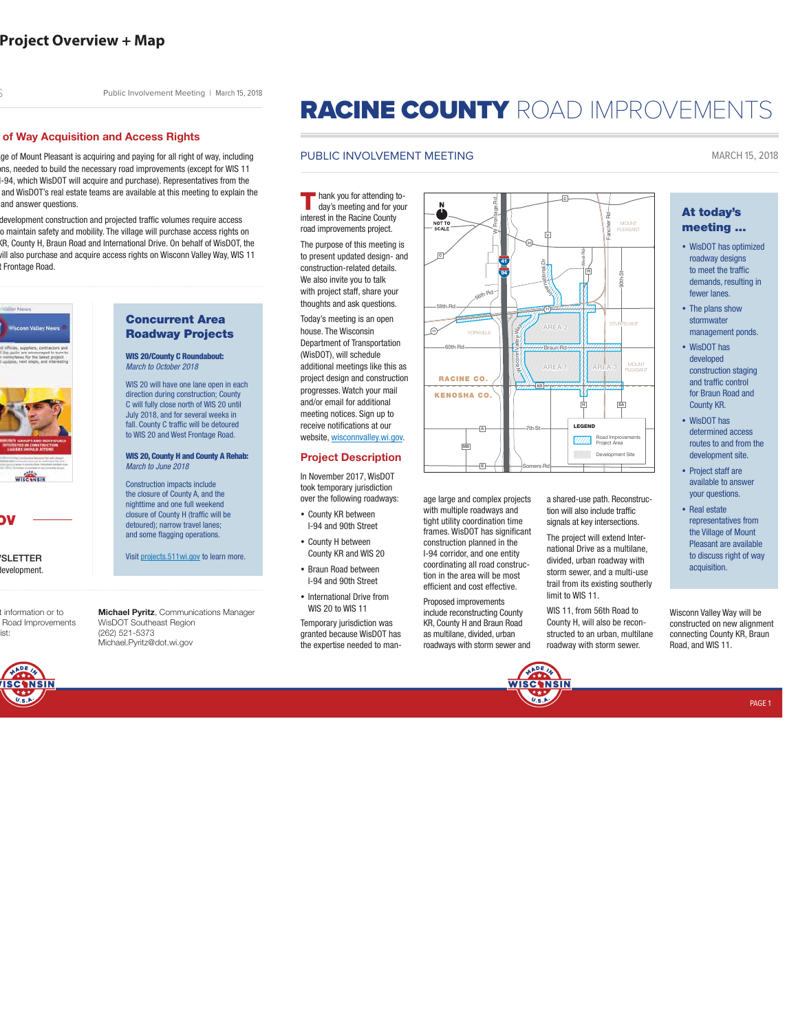# Project Overview + Map

Public Involvement Meeting | March 15, 2018

## of Way Acquisition and Access Rights

ge of Mount Pleasant is acquiring and paying for all right of way, including ns, needed to build the necessary road improvements (except for WIS 11 -94, which WisDOT will acquire and purchase). Representatives from the and WisDOT's real estate teams are available at this meeting to explain the and answer questions.

development construction and projected traffic volumes require access o maintain safety and mobility. The village will purchase access rights on KR, County H, Braun Road and International Drive. On behalf of WisDOT, the vill also purchase and acquire access rights on Wisconn Valley Way, WIS 11 Frontage Road.

## Concurrent Area Roadway Projects

**WIS 20/County C Roundabout:**
*March to October 2018*

WIS 20 will have one lane open in each direction during construction; County C will fully close north of WIS 20 until July 2018, and for several weeks in fall. County C traffic will be detoured to WIS 20 and West Frontage Road.

**WIS 20, County H and County A Rehab:**
*March to June 2018*

Construction impacts include the closure of County A, and the nighttime and one full weekend closure of County H (traffic will be detoured); narrow travel lanes; and some flagging operations.

Visit projects.511wi.gov to learn more.

SLETTER
development.

information or to Road Improvements ist:

**Michael Pyritz**, Communications Manager
WisDOT Southeast Region
(262) 521-5373
Michael.Pyritz@dot.wi.gov

# RACINE COUNTY ROAD IMPROVEMENTS

PUBLIC INVOLVEMENT MEETING — MARCH 15, 2018

Thank you for attending today's meeting and for your interest in the Racine County road improvements project.

The purpose of this meeting is to present updated design- and construction-related details. We also invite you to talk with project staff, share your thoughts and ask questions.

Today's meeting is an open house. The Wisconsin Department of Transportation (WisDOT), will schedule additional meetings like this as project design and construction progresses. Watch your mail and/or email for additional meeting notices. Sign up to receive notifications at our website, wisconnvalley.wi.gov.

## Project Description

In November 2017, WisDOT took temporary jurisdiction over the following roadways:

- County KR between I-94 and 90th Street
- County H between County KR and WIS 20
- Braun Road between I-94 and 90th Street
- International Drive from WIS 20 to WIS 11

Temporary jurisdiction was granted because WisDOT has the expertise needed to manage large and complex projects with multiple roadways and tight utility coordination time frames. WisDOT has significant construction planned in the I-94 corridor, and one entity coordinating all road construction in the area will be most efficient and cost effective.

Proposed improvements include reconstructing County KR, County H and Braun Road as multilane, divided, urban roadways with storm sewer and a shared-use path. Reconstruction will also include traffic signals at key intersections.

The project will extend International Drive as a multilane, divided, urban roadway with storm sewer, and a multi-use trail from its existing southerly limit to WIS 11.

WIS 11, from 56th Road to County H, will also be reconstructed to an urban, multilane roadway with storm sewer.

Wisconn Valley Way will be constructed on new alignment connecting County KR, Braun Road, and WIS 11.

## At today's meeting ...

- WisDOT has optimized roadway designs to meet the traffic demands, resulting in fewer lanes.
- The plans show stormwater management ponds.
- WisDOT has developed construction staging and traffic control for Braun Road and County KR.
- WisDOT has determined access routes to and from the development site.
- Project staff are available to answer your questions.
- Real estate representatives from the Village of Mount Pleasant are available to discuss right of way acquisition.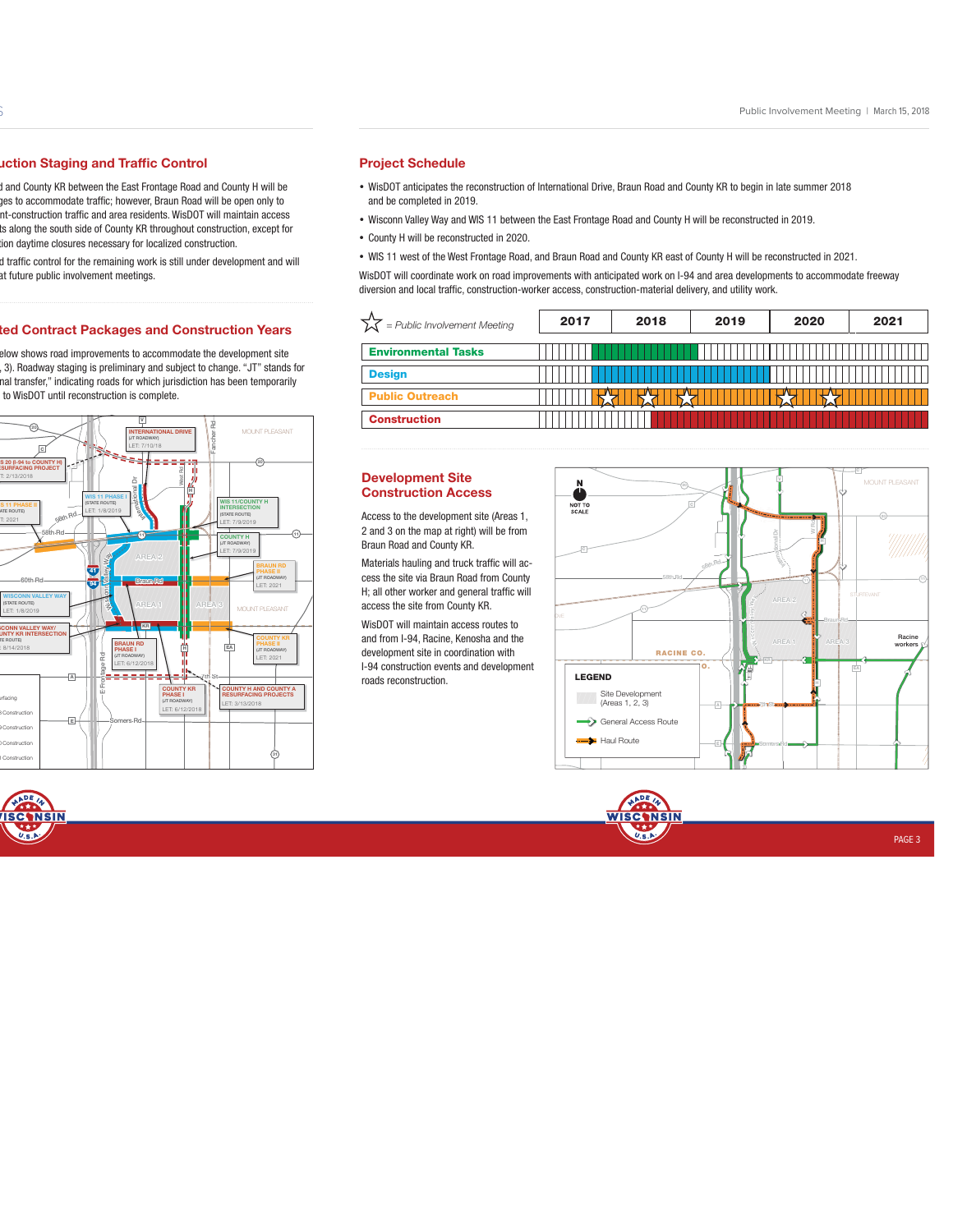## uction Staging and Traffic Control

d and County KR between the East Frontage Road and County H will be ges to accommodate traffic; however, Braun Road will be open only to nt-construction traffic and area residents. WisDOT will maintain access ts along the south side of County KR throughout construction, except for tion daytime closures necessary for localized construction.

d traffic control for the remaining work is still under development and will at future public involvement meetings.

## ted Contract Packages and Construction Years

elow shows road improvements to accommodate the development site , 3). Roadway staging is preliminary and subject to change. "JT" stands for nal transfer," indicating roads for which jurisdiction has been temporarily to WisDOT until reconstruction is complete.

INTERNATIONAL DRIVE (JT ROADWAY) LET: 7/10/18

S 20 (I-94 to COUNTY H) RESURFACING PROJECT T: 2/13/2018

S 11 PHASE II ATE ROUTE) T: 2021

WIS 11 PHASE I (STATE ROUTE) LET: 1/8/2019

WIS 11/COUNTY H INTERSECTION (STATE ROUTE) LET: 7/9/2019

COUNTY H (JT ROADWAY) LET: 7/9/2019

BRAUN RD PHASE II (JT ROADWAY) LET: 2021

WISCONN VALLEY WAY (STATE ROUTE) LET: 1/8/2019

CONN VALLEY WAY/ UNTY KR INTERSECTION TE ROUTE) 8/14/2018

BRAUN RD PHASE I (JT ROADWAY) LET: 6/12/2018

COUNTY KR PHASE II (JT ROADWAY) LET: 2021

COUNTY KR PHASE I (JT ROADWAY) LET: 6/12/2018

COUNTY H AND COUNTY A RESURFACING PROJECTS LET: 3/13/2018

MOUNT PLEASANT

AREA 1 AREA 2 AREA 3

## Project Schedule

- WisDOT anticipates the reconstruction of International Drive, Braun Road and County KR to begin in late summer 2018 and be completed in 2019.
- Wisconn Valley Way and WIS 11 between the East Frontage Road and County H will be reconstructed in 2019.
- County H will be reconstructed in 2020.
- WIS 11 west of the West Frontage Road, and Braun Road and County KR east of County H will be reconstructed in 2021.

WisDOT will coordinate work on road improvements with anticipated work on I-94 and area developments to accommodate freeway diversion and local traffic, construction-worker access, construction-material delivery, and utility work.

☆ = Public Involvement Meeting

2017 2018 2019 2020 2021

Environmental Tasks

Design

Public Outreach

Construction

## Development Site Construction Access

Access to the development site (Areas 1, 2 and 3 on the map at right) will be from Braun Road and County KR.

Materials hauling and truck traffic will access the site via Braun Road from County H; all other worker and general traffic will access the site from County KR.

WisDOT will maintain access routes to and from I-94, Racine, Kenosha and the development site in coordination with I-94 construction events and development roads reconstruction.

N NOT TO SCALE

MOUNT PLEASANT

STURTEVANT

RACINE CO.

Racine workers

LEGEND

Site Development (Areas 1, 2, 3)

General Access Route

Haul Route